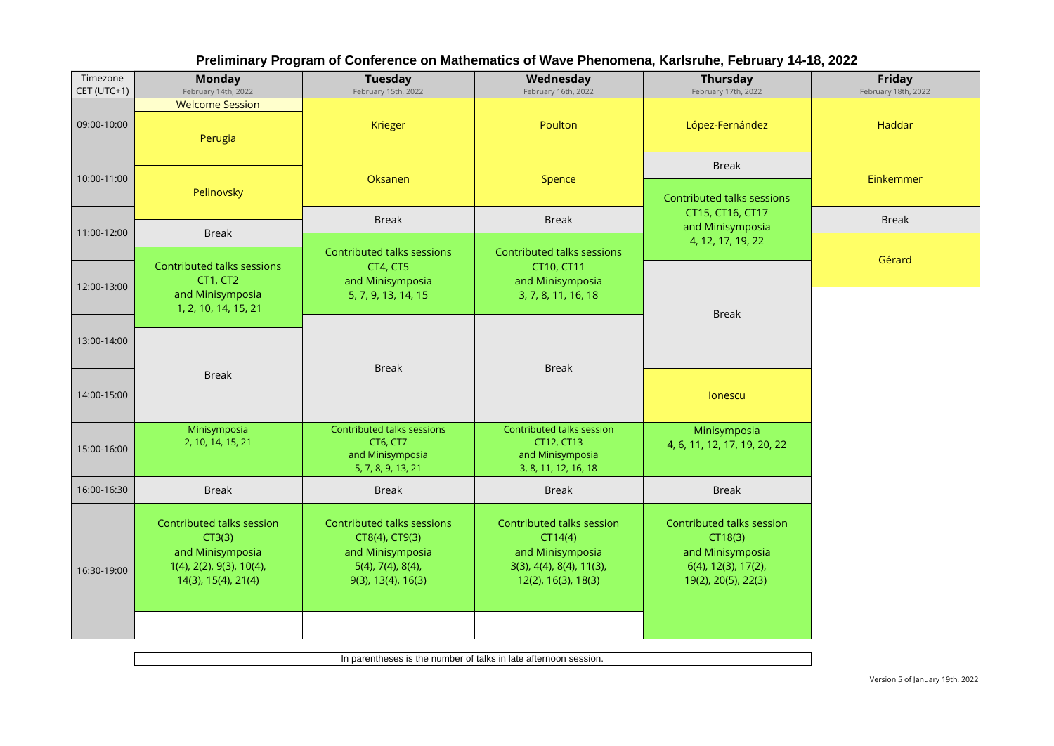## Preliminary Program of Conference on Mathematics of Wave Phenomena, Karlsruhe, February 14-18, 2022

| Timezone CET (UTC+1) | Monday February 14th, 2022 | Tuesday February 15th, 2022 | Wednesday February 16th, 2022 | Thursday February 17th, 2022 | Friday February 18th, 2022 |
|---|---|---|---|---|---|
| 09:00-10:00 | Welcome Session; Perugia | Krieger | Poulton | López-Fernández | Haddar |
| 10:00-11:00 | Pelinovsky | Oksanen | Spence | Break; Contributed talks sessions CT15, CT16, CT17 and Minisymposia 4, 12, 17, 19, 22 | Einkemmer |
| 11:00-12:00 | Break; Contributed talks sessions CT1, CT2 and Minisymposia 1, 2, 10, 14, 15, 21 | Break; Contributed talks sessions CT4, CT5 and Minisymposia 5, 7, 9, 13, 14, 15 | Break; Contributed talks sessions CT10, CT11 and Minisymposia 3, 7, 8, 11, 16, 18 | | Break; Gérard |
| 12:00-13:00 | | | | Break | |
| 13:00-14:00 | Break | Break | Break | | |
| 14:00-15:00 | | | | Ionescu | |
| 15:00-16:00 | Minisymposia 2, 10, 14, 15, 21 | Contributed talks sessions CT6, CT7 and Minisymposia 5, 7, 8, 9, 13, 21 | Contributed talks session CT12, CT13 and Minisymposia 3, 8, 11, 12, 16, 18 | Minisymposia 4, 6, 11, 12, 17, 19, 20, 22 | |
| 16:00-16:30 | Break | Break | Break | Break | |
| 16:30-19:00 | Contributed talks session CT3(3) and Minisymposia 1(4), 2(2), 9(3), 10(4), 14(3), 15(4), 21(4) | Contributed talks sessions CT8(4), CT9(3) and Minisymposia 5(4), 7(4), 8(4), 9(3), 13(4), 16(3) | Contributed talks session CT14(4) and Minisymposia 3(3), 4(4), 8(4), 11(3), 12(2), 16(3), 18(3) | Contributed talks session CT18(3) and Minisymposia 6(4), 12(3), 17(2), 19(2), 20(5), 22(3) | |

In parentheses is the number of talks in late afternoon session.

Version 5 of January 19th, 2022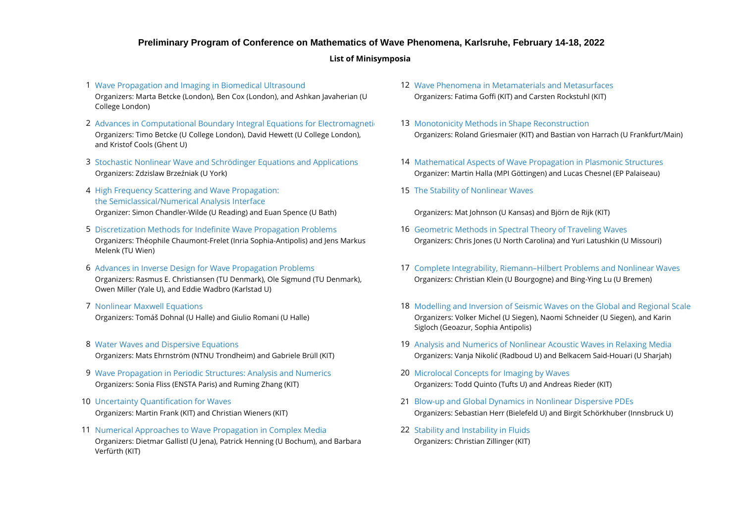**Preliminary Program of Conference on Mathematics of Wave Phenomena, Karlsruhe, February 14-18, 2022**

**List of Minisymposia**

1. Wave Propagation and Imaging in Biomedical Ultrasound
   Organizers: Marta Betcke (London), Ben Cox (London), and Ashkan Javaherian (U College London)

2. Advances in Computational Boundary Integral Equations for Electromagneti
   Organizers: Timo Betcke (U College London), David Hewett (U College London), and Kristof Cools (Ghent U)

3. Stochastic Nonlinear Wave and Schrödinger Equations and Applications
   Organizers: Zdzislaw Brzeźniak (U York)

4. High Frequency Scattering and Wave Propagation: the Semiclassical/Numerical Analysis Interface
   Organizer: Simon Chandler-Wilde (U Reading) and Euan Spence (U Bath)

5. Discretization Methods for Indefinite Wave Propagation Problems
   Organizers: Théophile Chaumont-Frelet (Inria Sophia-Antipolis) and Jens Markus Melenk (TU Wien)

6. Advances in Inverse Design for Wave Propagation Problems
   Organizers: Rasmus E. Christiansen (TU Denmark), Ole Sigmund (TU Denmark), Owen Miller (Yale U), and Eddie Wadbro (Karlstad U)

7. Nonlinear Maxwell Equations
   Organizers: Tomáš Dohnal (U Halle) and Giulio Romani (U Halle)

8. Water Waves and Dispersive Equations
   Organizers: Mats Ehrnström (NTNU Trondheim) and Gabriele Brüll (KIT)

9. Wave Propagation in Periodic Structures: Analysis and Numerics
   Organizers: Sonia Fliss (ENSTA Paris) and Ruming Zhang (KIT)

10. Uncertainty Quantification for Waves
    Organizers: Martin Frank (KIT) and Christian Wieners (KIT)

11. Numerical Approaches to Wave Propagation in Complex Media
    Organizers: Dietmar Gallistl (U Jena), Patrick Henning (U Bochum), and Barbara Verfürth (KIT)

12. Wave Phenomena in Metamaterials and Metasurfaces
    Organizers: Fatima Goffi (KIT) and Carsten Rockstuhl (KIT)

13. Monotonicity Methods in Shape Reconstruction
    Organizers: Roland Griesmaier (KIT) and Bastian von Harrach (U Frankfurt/Main)

14. Mathematical Aspects of Wave Propagation in Plasmonic Structures
    Organizer: Martin Halla (MPI Göttingen) and Lucas Chesnel (EP Palaiseau)

15. The Stability of Nonlinear Waves
    Organizers: Mat Johnson (U Kansas) and Björn de Rijk (KIT)

16. Geometric Methods in Spectral Theory of Traveling Waves
    Organizers: Chris Jones (U North Carolina) and Yuri Latushkin (U Missouri)

17. Complete Integrability, Riemann–Hilbert Problems and Nonlinear Waves
    Organizers: Christian Klein (U Bourgogne) and Bing-Ying Lu (U Bremen)

18. Modelling and Inversion of Seismic Waves on the Global and Regional Scale
    Organizers: Volker Michel (U Siegen), Naomi Schneider (U Siegen), and Karin Sigloch (Geoazur, Sophia Antipolis)

19. Analysis and Numerics of Nonlinear Acoustic Waves in Relaxing Media
    Organizers: Vanja Nikolić (Radboud U) and Belkacem Said-Houari (U Sharjah)

20. Microlocal Concepts for Imaging by Waves
    Organizers: Todd Quinto (Tufts U) and Andreas Rieder (KIT)

21. Blow-up and Global Dynamics in Nonlinear Dispersive PDEs
    Organizers: Sebastian Herr (Bielefeld U) and Birgit Schörkhuber (Innsbruck U)

22. Stability and Instability in Fluids
    Organizers: Christian Zillinger (KIT)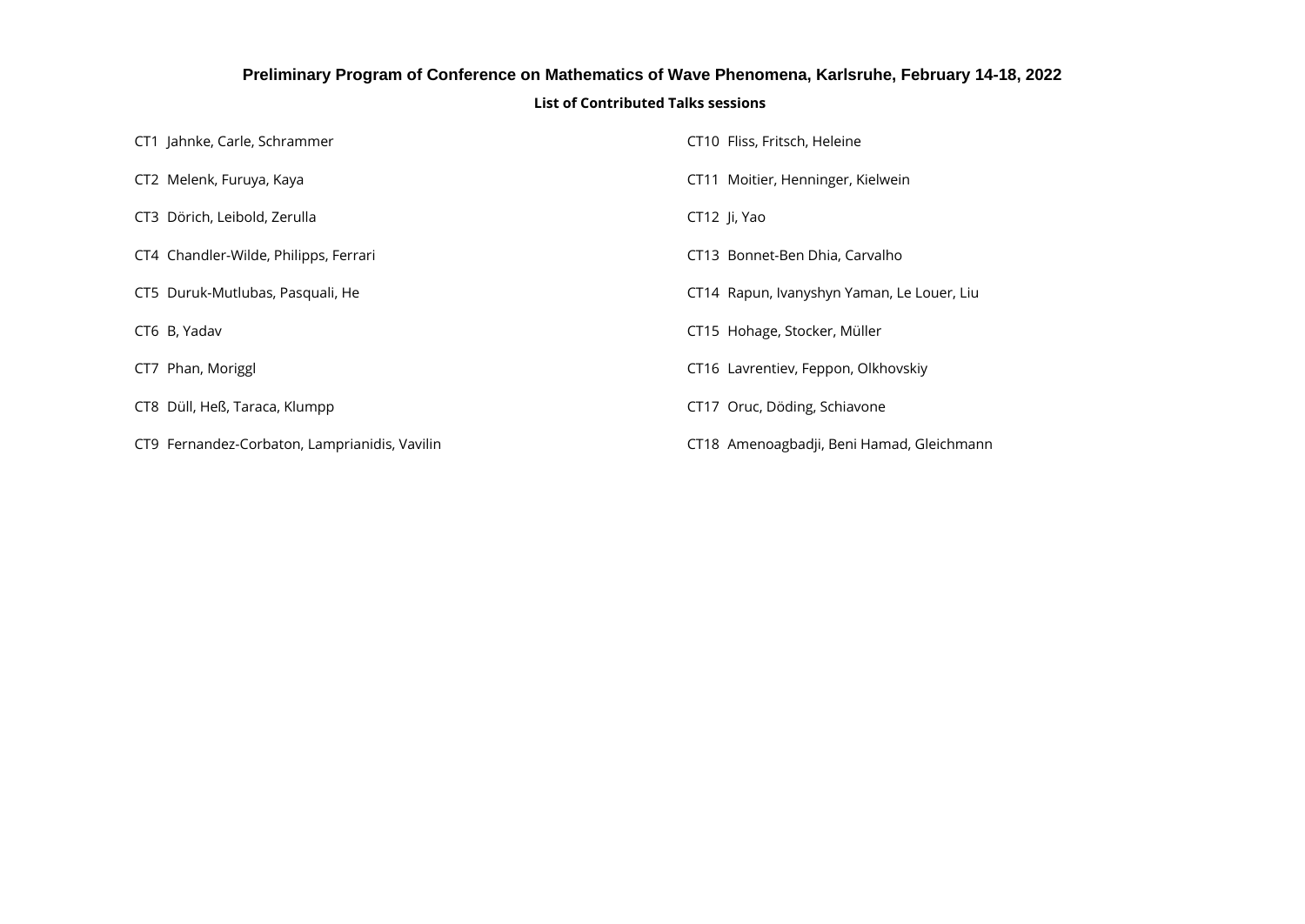## Preliminary Program of Conference on Mathematics of Wave Phenomena, Karlsruhe, February 14-18, 2022

### List of Contributed Talks sessions

CT1 Jahnke, Carle, Schrammer

CT2 Melenk, Furuya, Kaya

CT3 Dörich, Leibold, Zerulla

CT4 Chandler-Wilde, Philipps, Ferrari

CT5 Duruk-Mutlubas, Pasquali, He

CT6 B, Yadav

CT7 Phan, Moriggl

CT8 Düll, Heß, Taraca, Klumpp

CT9 Fernandez-Corbaton, Lamprianidis, Vavilin

CT10 Fliss, Fritsch, Heleine

CT11 Moitier, Henninger, Kielwein

CT12 Ji, Yao

CT13 Bonnet-Ben Dhia, Carvalho

CT14 Rapun, Ivanyshyn Yaman, Le Louer, Liu

CT15 Hohage, Stocker, Müller

CT16 Lavrentiev, Feppon, Olkhovskiy

CT17 Oruc, Döding, Schiavone

CT18 Amenoagbadji, Beni Hamad, Gleichmann